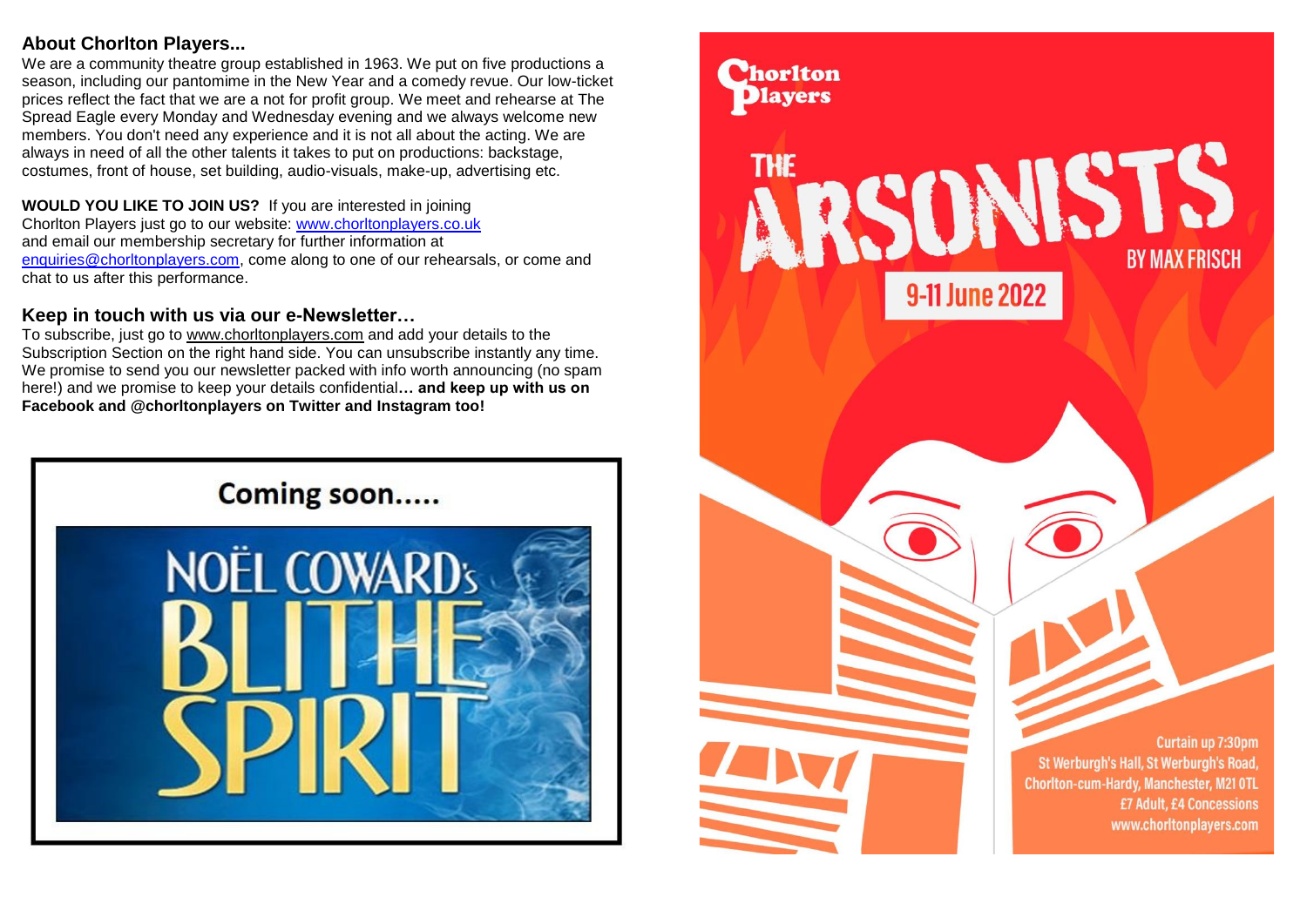## About Chorlton Players...

We are a community theatre group established in 1963. We put on five productions a season, including our pantomime in the New Year and a comedy revue. Our low-ticket prices reflect the fact that we are a not for profit group. We meet and rehearse at The Spread Eagle every Monday and Wednesday evening and we always welcome new members. You don't need any experience and it is not all about the acting. We are always in need of all the other talents it takes to put on productions: backstage, costumes, front of house, set building, audio-visuals, make-up, advertising etc.

**WOULD YOU LIKE TO JOIN US?** If you are interested in joining Chorlton Players just go to our website: www.chorltonplayers.co.uk and email our membership secretary for further information at enquiries@chorltonplayers.com, come along to one of our rehearsals, or come and chat to us after this performance.

## Keep in touch with us via our e-Newsletter…

To subscribe, just go to www.chorltonplayers.com and add your details to the Subscription Section on the right hand side. You can unsubscribe instantly any time. We promise to send you our newsletter packed with info worth announcing (no spam here!) and we promise to keep your details confidential**… and keep up with us on Facebook and @chorltonplayers on Twitter and Instagram too!**

**Coming soon.....**

NOËL COWARD's BLITHE SPIRIT

Chorlton Players

# THE ARSONISTS

BY MAX FRISCH

9-11 June 2022

Curtain up 7:30pm
St Werburgh's Hall, St Werburgh's Road, Chorlton-cum-Hardy, Manchester, M21 0TL
£7 Adult, £4 Concessions
www.chorltonplayers.com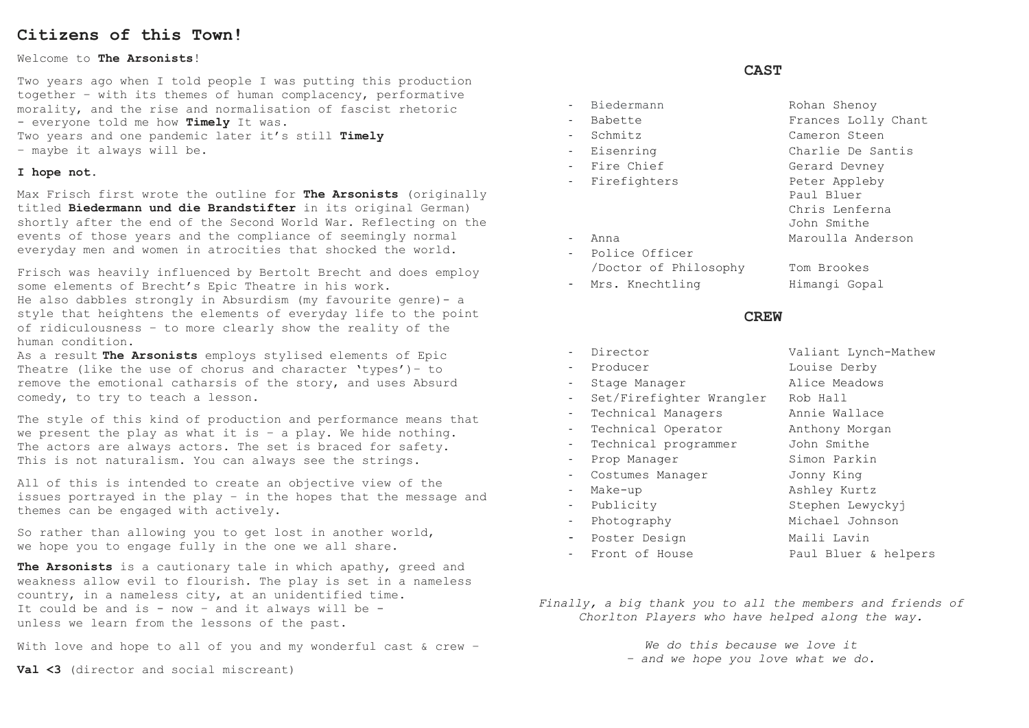## Citizens of this Town!

Welcome to **The Arsonists**!

Two years ago when I told people I was putting this production together – with its themes of human complacency, performative morality, and the rise and normalisation of fascist rhetoric - everyone told me how **Timely** It was.
Two years and one pandemic later it's still **Timely** – maybe it always will be.

**I hope not.**

Max Frisch first wrote the outline for **The Arsonists** (originally titled **Biedermann und die Brandstifter** in its original German) shortly after the end of the Second World War. Reflecting on the events of those years and the compliance of seemingly normal everyday men and women in atrocities that shocked the world.

Frisch was heavily influenced by Bertolt Brecht and does employ some elements of Brecht's Epic Theatre in his work.
He also dabbles strongly in Absurdism (my favourite genre)- a style that heightens the elements of everyday life to the point of ridiculousness – to more clearly show the reality of the human condition.
As a result **The Arsonists** employs stylised elements of Epic Theatre (like the use of chorus and character 'types')- to remove the emotional catharsis of the story, and uses Absurd comedy, to try to teach a lesson.

The style of this kind of production and performance means that we present the play as what it is – a play. We hide nothing. The actors are always actors. The set is braced for safety. This is not naturalism. You can always see the strings.

All of this is intended to create an objective view of the issues portrayed in the play – in the hopes that the message and themes can be engaged with actively.

So rather than allowing you to get lost in another world, we hope you to engage fully in the one we all share.

**The Arsonists** is a cautionary tale in which apathy, greed and weakness allow evil to flourish. The play is set in a nameless country, in a nameless city, at an unidentified time.
It could be and is - now – and it always will be - unless we learn from the lessons of the past.

With love and hope to all of you and my wonderful cast & crew –

**Val <3** (director and social miscreant)

## CAST

| | |
|---|---|
| Biedermann | Rohan Shenoy |
| Babette | Frances Lolly Chant |
| Schmitz | Cameron Steen |
| Eisenring | Charlie De Santis |
| Fire Chief | Gerard Devney |
| Firefighters | Peter Appleby<br>Paul Bluer<br>Chris Lenferna<br>John Smithe |
| Anna | Maroulla Anderson |
| Police Officer /Doctor of Philosophy | Tom Brookes |
| Mrs. Knechtling | Himangi Gopal |

## CREW

| | |
|---|---|
| Director | Valiant Lynch-Mathew |
| Producer | Louise Derby |
| Stage Manager | Alice Meadows |
| Set/Firefighter Wrangler | Rob Hall |
| Technical Managers | Annie Wallace |
| Technical Operator | Anthony Morgan |
| Technical programmer | John Smithe |
| Prop Manager | Simon Parkin |
| Costumes Manager | Jonny King |
| Make-up | Ashley Kurtz |
| Publicity | Stephen Lewyckyj |
| Photography | Michael Johnson |
| Poster Design | Maili Lavin |
| Front of House | Paul Bluer & helpers |

*Finally, a big thank you to all the members and friends of Chorlton Players who have helped along the way.*

*We do this because we love it – and we hope you love what we do.*